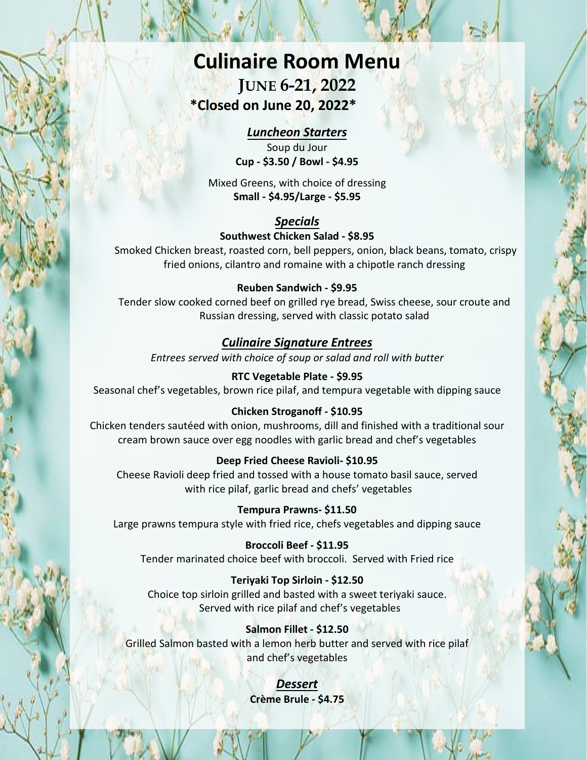# Culinaire Room Menu

## June 6-21, 2022

**\*Closed on June 20, 2022\***

### *Luncheon Starters*

Soup du Jour
**Cup - $3.50 / Bowl - $4.95**

Mixed Greens, with choice of dressing
**Small - $4.95/Large - $5.95**

### *Specials*

**Southwest Chicken Salad - $8.95**
Smoked Chicken breast, roasted corn, bell peppers, onion, black beans, tomato, crispy fried onions, cilantro and romaine with a chipotle ranch dressing

**Reuben Sandwich - $9.95**
Tender slow cooked corned beef on grilled rye bread, Swiss cheese, sour croute and Russian dressing, served with classic potato salad

### *Culinaire Signature Entrees*

*Entrees served with choice of soup or salad and roll with butter*

**RTC Vegetable Plate - $9.95**
Seasonal chef's vegetables, brown rice pilaf, and tempura vegetable with dipping sauce

**Chicken Stroganoff - $10.95**
Chicken tenders sautéed with onion, mushrooms, dill and finished with a traditional sour cream brown sauce over egg noodles with garlic bread and chef's vegetables

**Deep Fried Cheese Ravioli- $10.95**
Cheese Ravioli deep fried and tossed with a house tomato basil sauce, served with rice pilaf, garlic bread and chefs' vegetables

**Tempura Prawns- $11.50**
Large prawns tempura style with fried rice, chefs vegetables and dipping sauce

**Broccoli Beef - $11.95**
Tender marinated choice beef with broccoli. Served with Fried rice

**Teriyaki Top Sirloin - $12.50**
Choice top sirloin grilled and basted with a sweet teriyaki sauce.
Served with rice pilaf and chef's vegetables

**Salmon Fillet - $12.50**
Grilled Salmon basted with a lemon herb butter and served with rice pilaf and chef's vegetables

### *Dessert*

**Crème Brule - $4.75**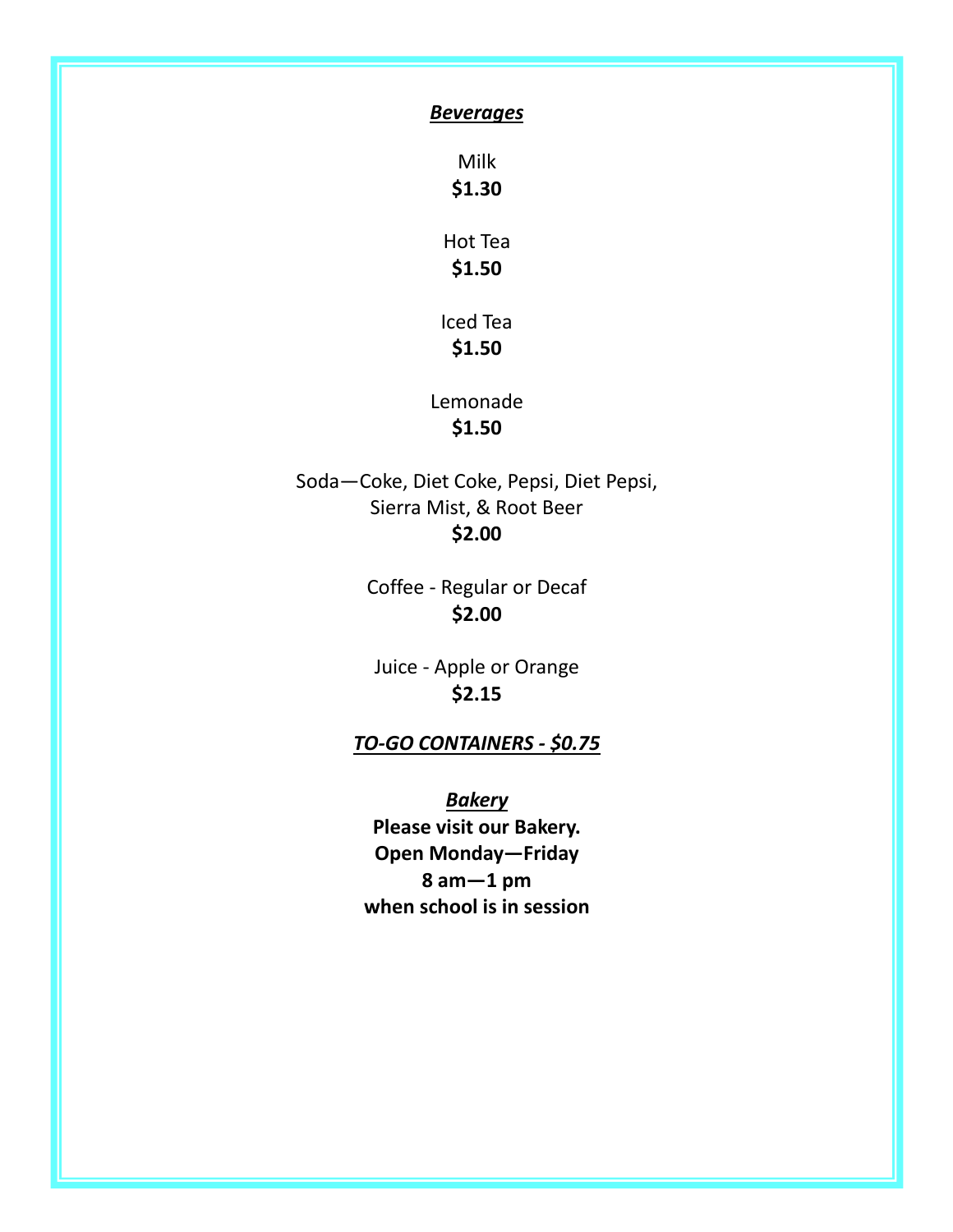***Beverages***

Milk
**$1.30**

Hot Tea
**$1.50**

Iced Tea
**$1.50**

Lemonade
**$1.50**

Soda—Coke, Diet Coke, Pepsi, Diet Pepsi,
Sierra Mist, & Root Beer
**$2.00**

Coffee - Regular or Decaf
**$2.00**

Juice - Apple or Orange
**$2.15**

***TO-GO CONTAINERS - $0.75***

***Bakery***

**Please visit our Bakery.**
**Open Monday—Friday**
**8 am—1 pm**
**when school is in session**